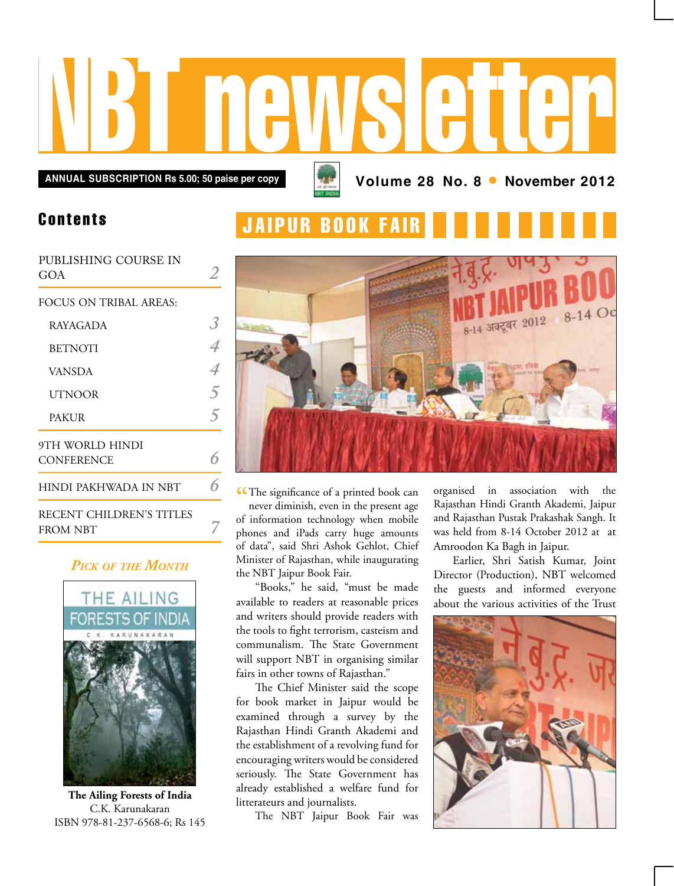# NBT newsletter

ANNUAL SUBSCRIPTION Rs 5.00; 50 paise per copy

Volume 28 No. 8 • November 2012

## Contents

| | |
|---|---|
| PUBLISHING COURSE IN GOA | 2 |
| FOCUS ON TRIBAL AREAS: | |
| RAYAGADA | 3 |
| BETNOTI | 4 |
| VANSDA | 4 |
| UTNOOR | 5 |
| PAKUR | 5 |
| 9TH WORLD HINDI CONFERENCE | 6 |
| HINDI PAKHWADA IN NBT | 6 |
| RECENT CHILDREN'S TITLES FROM NBT | 7 |

### *Pick of the Month*

**The Ailing Forests of India**
C.K. Karunakaran
ISBN 978-81-237-6568-6; Rs 145

## JAIPUR BOOK FAIR

"The significance of a printed book can never diminish, even in the present age of information technology when mobile phones and iPads carry huge amounts of data", said Shri Ashok Gehlot, Chief Minister of Rajasthan, while inaugurating the NBT Jaipur Book Fair.

"Books," he said, "must be made available to readers at reasonable prices and writers should provide readers with the tools to fight terrorism, casteism and communalism. The State Government will support NBT in organising similar fairs in other towns of Rajasthan."

The Chief Minister said the scope for book market in Jaipur would be examined through a survey by the Rajasthan Hindi Granth Akademi and the establishment of a revolving fund for encouraging writers would be considered seriously. The State Government has already established a welfare fund for litterateurs and journalists.

The NBT Jaipur Book Fair was organised in association with the Rajasthan Hindi Granth Akademi, Jaipur and Rajasthan Pustak Prakashak Sangh. It was held from 8-14 October 2012 at at Amroodon Ka Bagh in Jaipur.

Earlier, Shri Satish Kumar, Joint Director (Production), NBT welcomed the guests and informed everyone about the various activities of the Trust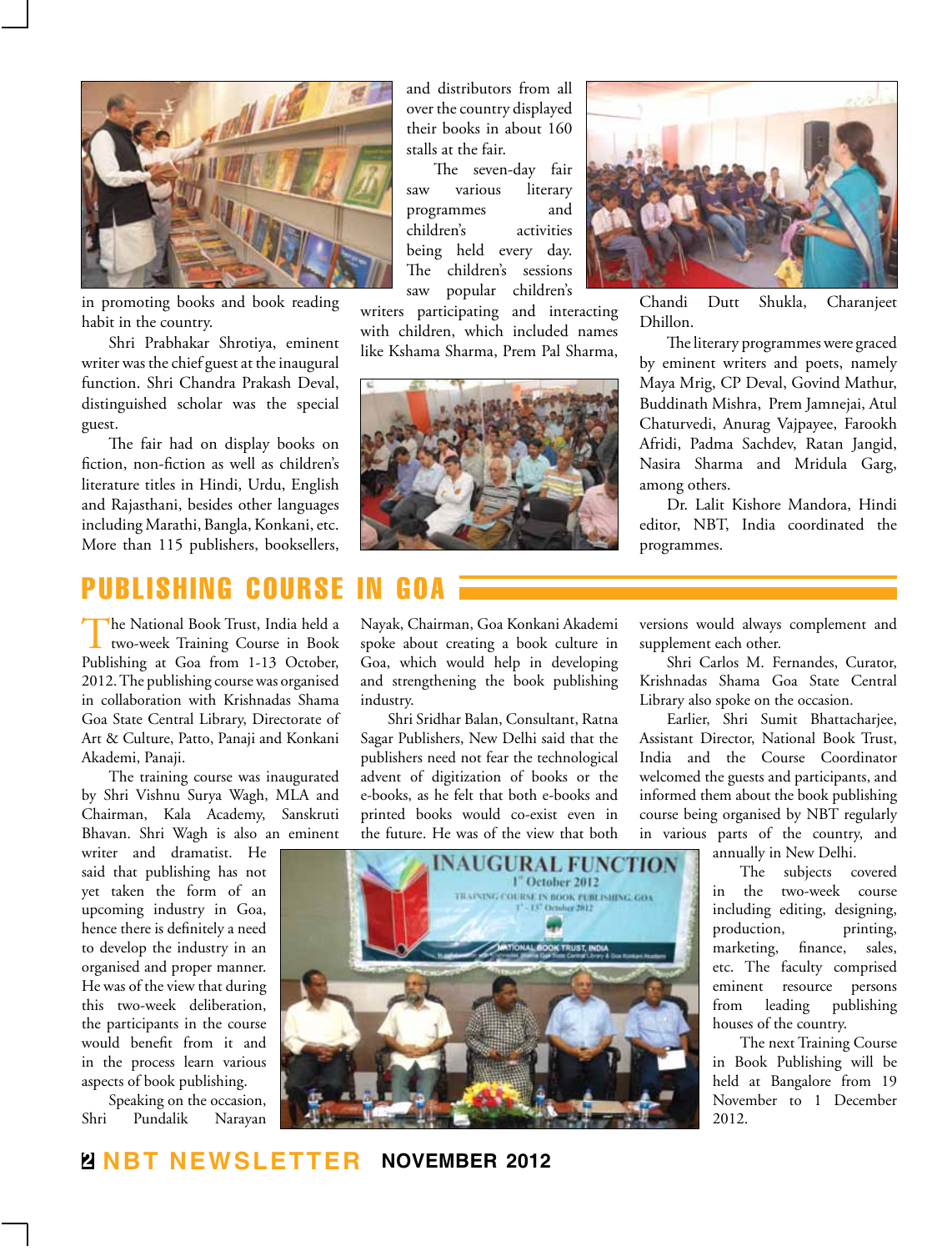in promoting books and book reading habit in the country.

Shri Prabhakar Shrotiya, eminent writer was the chief guest at the inaugural function. Shri Chandra Prakash Deval, distinguished scholar was the special guest.

The fair had on display books on fiction, non-fiction as well as children's literature titles in Hindi, Urdu, English and Rajasthani, besides other languages including Marathi, Bangla, Konkani, etc. More than 115 publishers, booksellers, and distributors from all over the country displayed their books in about 160 stalls at the fair.

The seven-day fair saw various literary programmes and children's activities being held every day. The children's sessions saw popular children's writers participating and interacting with children, which included names like Kshama Sharma, Prem Pal Sharma, Chandi Dutt Shukla, Charanjeet Dhillon.

The literary programmes were graced by eminent writers and poets, namely Maya Mrig, CP Deval, Govind Mathur, Buddinath Mishra, Prem Jamnejai, Atul Chaturvedi, Anurag Vajpayee, Farookh Afridi, Padma Sachdev, Ratan Jangid, Nasira Sharma and Mridula Garg, among others.

Dr. Lalit Kishore Mandora, Hindi editor, NBT, India coordinated the programmes.

## PUBLISHING COURSE IN GOA

The National Book Trust, India held a two-week Training Course in Book Publishing at Goa from 1-13 October, 2012. The publishing course was organised in collaboration with Krishnadas Shama Goa State Central Library, Directorate of Art & Culture, Patto, Panaji and Konkani Akademi, Panaji.

The training course was inaugurated by Shri Vishnu Surya Wagh, MLA and Chairman, Kala Academy, Sanskruti Bhavan. Shri Wagh is also an eminent writer and dramatist. He said that publishing has not yet taken the form of an upcoming industry in Goa, hence there is definitely a need to develop the industry in an organised and proper manner. He was of the view that during this two-week deliberation, the participants in the course would benefit from it and in the process learn various aspects of book publishing.

Speaking on the occasion, Shri Pundalik Narayan Nayak, Chairman, Goa Konkani Akademi spoke about creating a book culture in Goa, which would help in developing and strengthening the book publishing industry.

Shri Sridhar Balan, Consultant, Ratna Sagar Publishers, New Delhi said that the publishers need not fear the technological advent of digitization of books or the e-books, as he felt that both e-books and printed books would co-exist even in the future. He was of the view that both versions would always complement and supplement each other.

Shri Carlos M. Fernandes, Curator, Krishnadas Shama Goa State Central Library also spoke on the occasion.

Earlier, Shri Sumit Bhattacharjee, Assistant Director, National Book Trust, India and the Course Coordinator welcomed the guests and participants, and informed them about the book publishing course being organised by NBT regularly in various parts of the country, and annually in New Delhi.

The subjects covered in the two-week course including editing, designing, production, printing, marketing, finance, sales, etc. The faculty comprised eminent resource persons from leading publishing houses of the country.

The next Training Course in Book Publishing will be held at Bangalore from 19 November to 1 December 2012.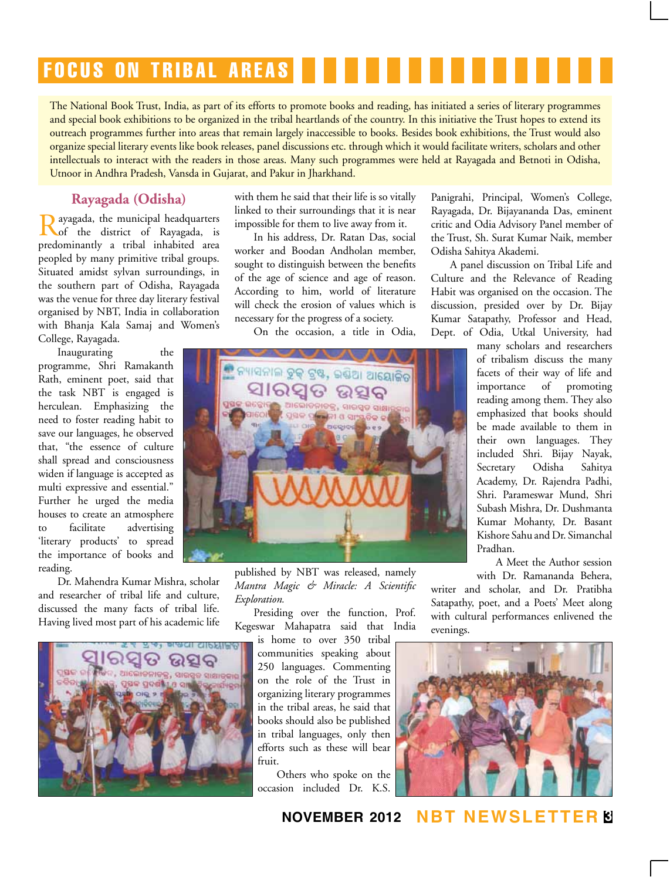# FOCUS ON TRIBAL AREAS

The National Book Trust, India, as part of its efforts to promote books and reading, has initiated a series of literary programmes and special book exhibitions to be organized in the tribal heartlands of the country. In this initiative the Trust hopes to extend its outreach programmes further into areas that remain largely inaccessible to books. Besides book exhibitions, the Trust would also organize special literary events like book releases, panel discussions etc. through which it would facilitate writers, scholars and other intellectuals to interact with the readers in those areas. Many such programmes were held at Rayagada and Betnoti in Odisha, Utnoor in Andhra Pradesh, Vansda in Gujarat, and Pakur in Jharkhand.

## Rayagada (Odisha)

Rayagada, the municipal headquarters of the district of Rayagada, is predominantly a tribal inhabited area peopled by many primitive tribal groups. Situated amidst sylvan surroundings, in the southern part of Odisha, Rayagada was the venue for three day literary festival organised by NBT, India in collaboration with Bhanja Kala Samaj and Women's College, Rayagada.

Inaugurating the programme, Shri Ramakanth Rath, eminent poet, said that the task NBT is engaged is herculean. Emphasizing the need to foster reading habit to save our languages, he observed that, "the essence of culture shall spread and consciousness widen if language is accepted as multi expressive and essential." Further he urged the media houses to create an atmosphere to facilitate advertising 'literary products' to spread the importance of books and reading.

Dr. Mahendra Kumar Mishra, scholar and researcher of tribal life and culture, discussed the many facts of tribal life. Having lived most part of his academic life with them he said that their life is so vitally linked to their surroundings that it is near impossible for them to live away from it.

In his address, Dr. Ratan Das, social worker and Boodan Andholan member, sought to distinguish between the benefits of the age of science and age of reason. According to him, world of literature will check the erosion of values which is necessary for the progress of a society.

On the occasion, a title in Odia, published by NBT was released, namely *Mantra Magic & Miracle: A Scientific Exploration.*

Presiding over the function, Prof. Kegeswar Mahapatra said that India is home to over 350 tribal communities speaking about 250 languages. Commenting on the role of the Trust in organizing literary programmes in the tribal areas, he said that books should also be published in tribal languages, only then efforts such as these will bear fruit.

Others who spoke on the occasion included Dr. K.S. Panigrahi, Principal, Women's College, Rayagada, Dr. Bijayananda Das, eminent critic and Odia Advisory Panel member of the Trust, Sh. Surat Kumar Naik, member Odisha Sahitya Akademi.

A panel discussion on Tribal Life and Culture and the Relevance of Reading Habit was organised on the occasion. The discussion, presided over by Dr. Bijay Kumar Satapathy, Professor and Head, Dept. of Odia, Utkal University, had many scholars and researchers of tribalism discuss the many facets of their way of life and importance of promoting reading among them. They also emphasized that books should be made available to them in their own languages. They included Shri. Bijay Nayak, Secretary Odisha Sahitya Academy, Dr. Rajendra Padhi, Shri. Parameswar Mund, Shri Subash Mishra, Dr. Dushmanta Kumar Mohanty, Dr. Basant Kishore Sahu and Dr. Simanchal Pradhan.

A Meet the Author session with Dr. Ramananda Behera, writer and scholar, and Dr. Pratibha Satapathy, poet, and a Poets' Meet along with cultural performances enlivened the evenings.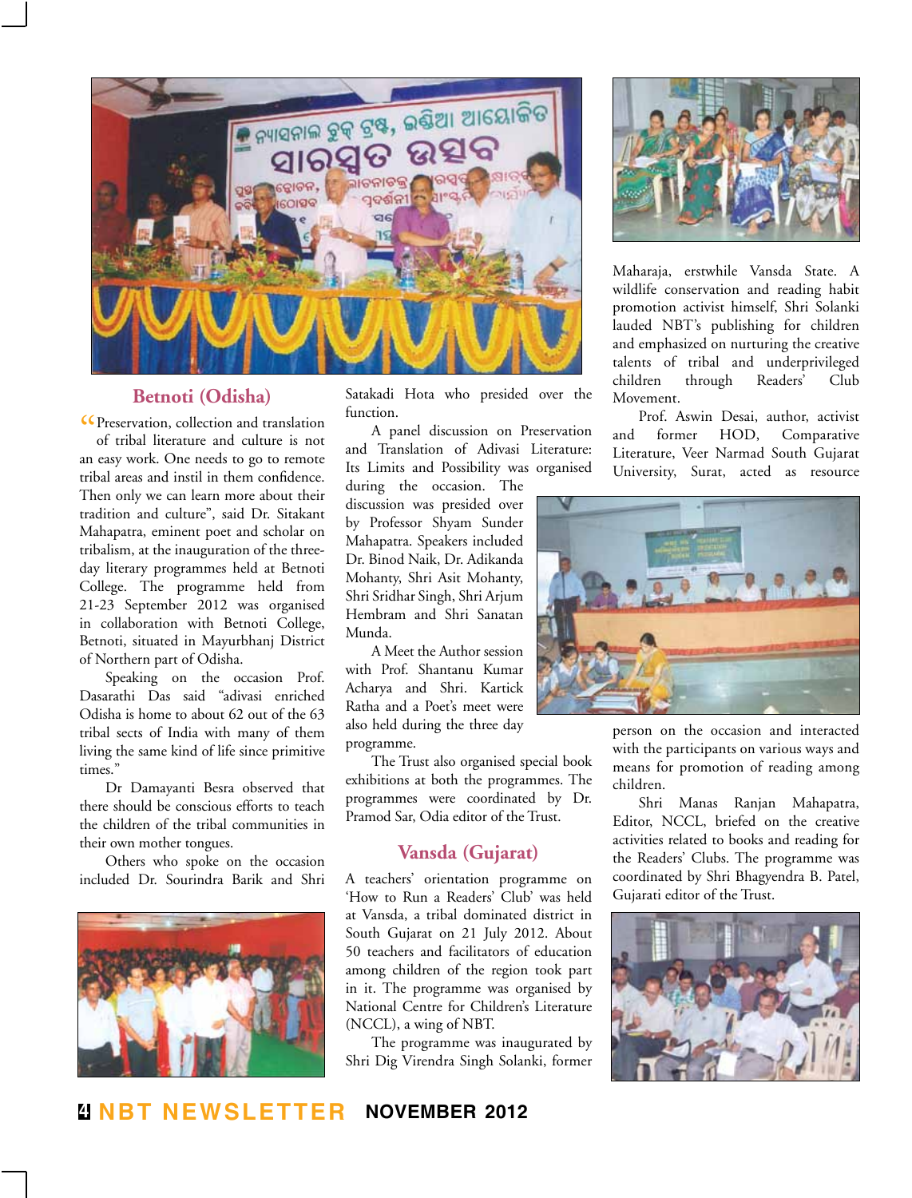## Betnoti (Odisha)

"Preservation, collection and translation of tribal literature and culture is not an easy work. One needs to go to remote tribal areas and instil in them confidence. Then only we can learn more about their tradition and culture", said Dr. Sitakant Mahapatra, eminent poet and scholar on tribalism, at the inauguration of the three-day literary programmes held at Betnoti College. The programme held from 21-23 September 2012 was organised in collaboration with Betnoti College, Betnoti, situated in Mayurbhanj District of Northern part of Odisha.

Speaking on the occasion Prof. Dasarathi Das said "adivasi enriched Odisha is home to about 62 out of the 63 tribal sects of India with many of them living the same kind of life since primitive times."

Dr Damayanti Besra observed that there should be conscious efforts to teach the children of the tribal communities in their own mother tongues.

Others who spoke on the occasion included Dr. Sourindra Barik and Shri Satakadi Hota who presided over the function.

A panel discussion on Preservation and Translation of Adivasi Literature: Its Limits and Possibility was organised during the occasion. The discussion was presided over by Professor Shyam Sunder Mahapatra. Speakers included Dr. Binod Naik, Dr. Adikanda Mohanty, Shri Asit Mohanty, Shri Sridhar Singh, Shri Arjum Hembram and Shri Sanatan Munda.

A Meet the Author session with Prof. Shantanu Kumar Acharya and Shri. Kartick Ratha and a Poet's meet were also held during the three day programme.

The Trust also organised special book exhibitions at both the programmes. The programmes were coordinated by Dr. Pramod Sar, Odia editor of the Trust.

## Vansda (Gujarat)

A teachers' orientation programme on 'How to Run a Readers' Club' was held at Vansda, a tribal dominated district in South Gujarat on 21 July 2012. About 50 teachers and facilitators of education among children of the region took part in it. The programme was organised by National Centre for Children's Literature (NCCL), a wing of NBT.

The programme was inaugurated by Shri Dig Virendra Singh Solanki, former Maharaja, erstwhile Vansda State. A wildlife conservation and reading habit promotion activist himself, Shri Solanki lauded NBT's publishing for children and emphasized on nurturing the creative talents of tribal and underprivileged children through Readers' Club Movement.

Prof. Aswin Desai, author, activist and former HOD, Comparative Literature, Veer Narmad South Gujarat University, Surat, acted as resource person on the occasion and interacted with the participants on various ways and means for promotion of reading among children.

Shri Manas Ranjan Mahapatra, Editor, NCCL, briefed on the creative activities related to books and reading for the Readers' Clubs. The programme was coordinated by Shri Bhagyendra B. Patel, Gujarati editor of the Trust.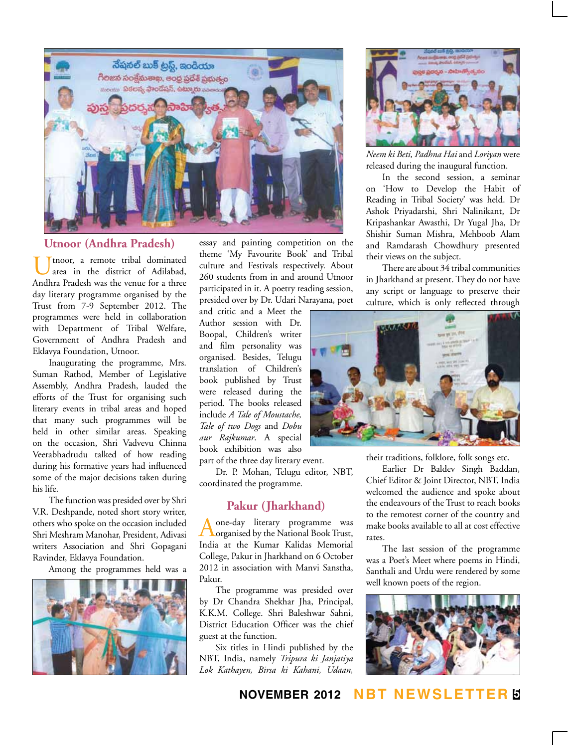## Utnoor (Andhra Pradesh)

Utnoor, a remote tribal dominated area in the district of Adilabad, Andhra Pradesh was the venue for a three day literary programme organised by the Trust from 7-9 September 2012. The programmes were held in collaboration with Department of Tribal Welfare, Government of Andhra Pradesh and Eklavya Foundation, Utnoor.

Inaugurating the programme, Mrs. Suman Rathod, Member of Legislative Assembly, Andhra Pradesh, lauded the efforts of the Trust for organising such literary events in tribal areas and hoped that many such programmes will be held in other similar areas. Speaking on the occasion, Shri Vadvevu Chinna Veerabhadrudu talked of how reading during his formative years had influenced some of the major decisions taken during his life.

The function was presided over by Shri V.R. Deshpande, noted short story writer, others who spoke on the occasion included Shri Meshram Manohar, President, Adivasi writers Association and Shri Gopagani Ravinder, Eklavya Foundation.

Among the programmes held was a essay and painting competition on the theme 'My Favourite Book' and Tribal culture and Festivals respectively. About 260 students from in and around Utnoor participated in it. A poetry reading session, presided over by Dr. Udari Narayana, poet and critic and a Meet the Author session with Dr. Boopal, Children's writer and film personality was organised. Besides, Telugu translation of Children's book published by Trust were released during the period. The books released include *A Tale of Moustache, Tale of two Dogs* and *Dobu aur Rajkumar*. A special book exhibition was also part of the three day literary event.

Dr. P. Mohan, Telugu editor, NBT, coordinated the programme.

## Pakur (Jharkhand)

A one-day literary programme was organised by the National Book Trust, India at the Kumar Kalidas Memorial College, Pakur in Jharkhand on 6 October 2012 in association with Manvi Sanstha, Pakur.

The programme was presided over by Dr Chandra Shekhar Jha, Principal, K.K.M. College. Shri Baleshwar Sahni, District Education Officer was the chief guest at the function.

Six titles in Hindi published by the NBT, India, namely *Tripura ki Janjatiya Lok Kathayen, Birsa ki Kahani, Udaan, Neem ki Beti, Padhna Hai* and *Loriyan* were released during the inaugural function.

In the second session, a seminar on 'How to Develop the Habit of Reading in Tribal Society' was held. Dr Ashok Priyadarshi, Shri Nalinikant, Dr Kripashankar Awasthi, Dr Yugal Jha, Dr Shishir Suman Mishra, Mehboob Alam and Ramdarash Chowdhury presented their views on the subject.

There are about 34 tribal communities in Jharkhand at present. They do not have any script or language to preserve their culture, which is only reflected through their traditions, folklore, folk songs etc.

Earlier Dr Baldev Singh Baddan, Chief Editor & Joint Director, NBT, India welcomed the audience and spoke about the endeavours of the Trust to reach books to the remotest corner of the country and make books available to all at cost effective rates.

The last session of the programme was a Poet's Meet where poems in Hindi, Santhali and Urdu were rendered by some well known poets of the region.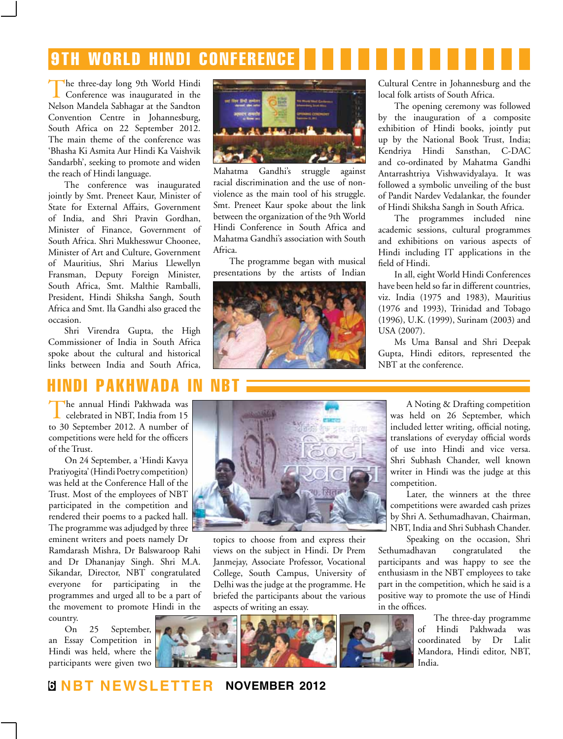# 9TH WORLD HINDI CONFERENCE

The three-day long 9th World Hindi Conference was inaugurated in the Nelson Mandela Sabhagar at the Sandton Convention Centre in Johannesburg, South Africa on 22 September 2012. The main theme of the conference was 'Bhasha Ki Asmita Aur Hindi Ka Vaishvik Sandarbh', seeking to promote and widen the reach of Hindi language.

The conference was inaugurated jointly by Smt. Preneet Kaur, Minister of State for External Affairs, Government of India, and Shri Pravin Gordhan, Minister of Finance, Government of South Africa. Shri Mukhesswur Choonee, Minister of Art and Culture, Government of Mauritius, Shri Marius Llewellyn Fransman, Deputy Foreign Minister, South Africa, Smt. Malthie Ramballi, President, Hindi Shiksha Sangh, South Africa and Smt. Ila Gandhi also graced the occasion.

Shri Virendra Gupta, the High Commissioner of India in South Africa spoke about the cultural and historical links between India and South Africa, Mahatma Gandhi's struggle against racial discrimination and the use of non-violence as the main tool of his struggle. Smt. Preneet Kaur spoke about the link between the organization of the 9th World Hindi Conference in South Africa and Mahatma Gandhi's association with South Africa.

The programme began with musical presentations by the artists of Indian Cultural Centre in Johannesburg and the local folk artists of South Africa.

The opening ceremony was followed by the inauguration of a composite exhibition of Hindi books, jointly put up by the National Book Trust, India; Kendriya Hindi Sansthan, C-DAC and co-ordinated by Mahatma Gandhi Antarrashtriya Vishwavidyalaya. It was followed a symbolic unveiling of the bust of Pandit Nardev Vedalankar, the founder of Hindi Shiksha Sangh in South Africa.

The programmes included nine academic sessions, cultural programmes and exhibitions on various aspects of Hindi including IT applications in the field of Hindi.

In all, eight World Hindi Conferences have been held so far in different countries, viz. India (1975 and 1983), Mauritius (1976 and 1993), Trinidad and Tobago (1996), U.K. (1999), Surinam (2003) and USA (2007).

Ms Uma Bansal and Shri Deepak Gupta, Hindi editors, represented the NBT at the conference.

# HINDI PAKHWADA IN NBT

The annual Hindi Pakhwada was celebrated in NBT, India from 15 to 30 September 2012. A number of competitions were held for the officers of the Trust.

On 24 September, a 'Hindi Kavya Pratiyogita' (Hindi Poetry competition) was held at the Conference Hall of the Trust. Most of the employees of NBT participated in the competition and rendered their poems to a packed hall. The programme was adjudged by three eminent writers and poets namely Dr Ramdarash Mishra, Dr Balswaroop Rahi and Dr Dhananjay Singh. Shri M.A. Sikandar, Director, NBT congratulated everyone for participating in the programmes and urged all to be a part of the movement to promote Hindi in the country.

On 25 September, an Essay Competition in Hindi was held, where the participants were given two topics to choose from and express their views on the subject in Hindi. Dr Prem Janmejay, Associate Professor, Vocational College, South Campus, University of Delhi was the judge at the programme. He briefed the participants about the various aspects of writing an essay.

A Noting & Drafting competition was held on 26 September, which included letter writing, official noting, translations of everyday official words of use into Hindi and vice versa. Shri Subhash Chander, well known writer in Hindi was the judge at this competition.

Later, the winners at the three competitions were awarded cash prizes by Shri A. Sethumadhavan, Chairman, NBT, India and Shri Subhash Chander.

Speaking on the occasion, Shri Sethumadhavan congratulated the participants and was happy to see the enthusiasm in the NBT employees to take part in the competition, which he said is a positive way to promote the use of Hindi in the offices.

The three-day programme of Hindi Pakhwada was coordinated by Dr Lalit Mandora, Hindi editor, NBT, India.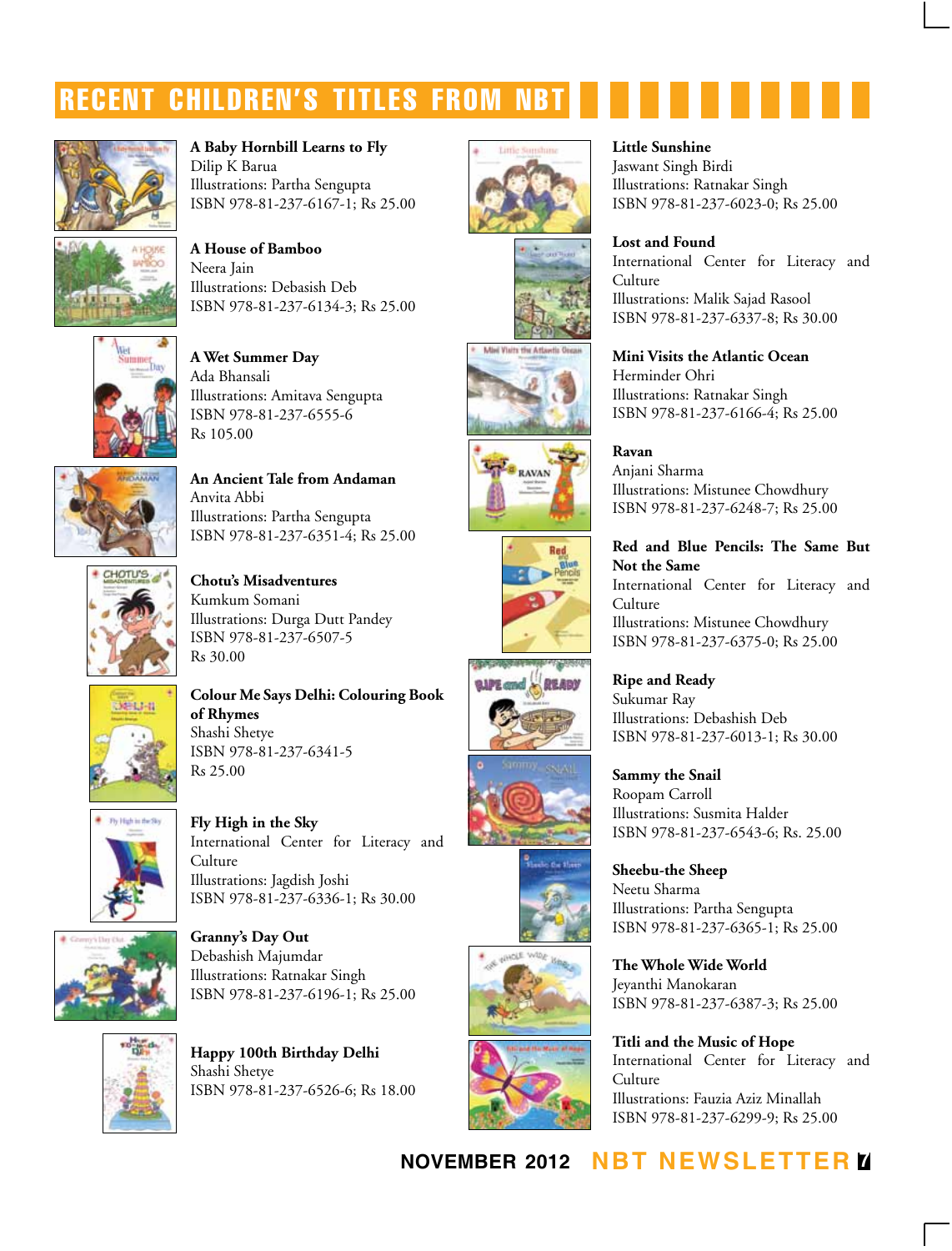# RECENT CHILDREN'S TITLES FROM NBT

**A Baby Hornbill Learns to Fly**
Dilip K Barua
Illustrations: Partha Sengupta
ISBN 978-81-237-6167-1; Rs 25.00

**A House of Bamboo**
Neera Jain
Illustrations: Debasish Deb
ISBN 978-81-237-6134-3; Rs 25.00

**A Wet Summer Day**
Ada Bhansali
Illustrations: Amitava Sengupta
ISBN 978-81-237-6555-6
Rs 105.00

**An Ancient Tale from Andaman**
Anvita Abbi
Illustrations: Partha Sengupta
ISBN 978-81-237-6351-4; Rs 25.00

**Chotu's Misadventures**
Kumkum Somani
Illustrations: Durga Dutt Pandey
ISBN 978-81-237-6507-5
Rs 30.00

**Colour Me Says Delhi: Colouring Book of Rhymes**
Shashi Shetye
ISBN 978-81-237-6341-5
Rs 25.00

**Fly High in the Sky**
International Center for Literacy and Culture
Illustrations: Jagdish Joshi
ISBN 978-81-237-6336-1; Rs 30.00

**Granny's Day Out**
Debashish Majumdar
Illustrations: Ratnakar Singh
ISBN 978-81-237-6196-1; Rs 25.00

**Happy 100th Birthday Delhi**
Shashi Shetye
ISBN 978-81-237-6526-6; Rs 18.00

**Little Sunshine**
Jaswant Singh Birdi
Illustrations: Ratnakar Singh
ISBN 978-81-237-6023-0; Rs 25.00

**Lost and Found**
International Center for Literacy and Culture
Illustrations: Malik Sajad Rasool
ISBN 978-81-237-6337-8; Rs 30.00

**Mini Visits the Atlantic Ocean**
Herminder Ohri
Illustrations: Ratnakar Singh
ISBN 978-81-237-6166-4; Rs 25.00

**Ravan**
Anjani Sharma
Illustrations: Mistunee Chowdhury
ISBN 978-81-237-6248-7; Rs 25.00

**Red and Blue Pencils: The Same But Not the Same**
International Center for Literacy and Culture
Illustrations: Mistunee Chowdhury
ISBN 978-81-237-6375-0; Rs 25.00

**Ripe and Ready**
Sukumar Ray
Illustrations: Debashish Deb
ISBN 978-81-237-6013-1; Rs 30.00

**Sammy the Snail**
Roopam Carroll
Illustrations: Susmita Halder
ISBN 978-81-237-6543-6; Rs. 25.00

**Sheebu-the Sheep**
Neetu Sharma
Illustrations: Partha Sengupta
ISBN 978-81-237-6365-1; Rs 25.00

**The Whole Wide World**
Jeyanthi Manokaran
ISBN 978-81-237-6387-3; Rs 25.00

**Titli and the Music of Hope**
International Center for Literacy and Culture
Illustrations: Fauzia Aziz Minallah
ISBN 978-81-237-6299-9; Rs 25.00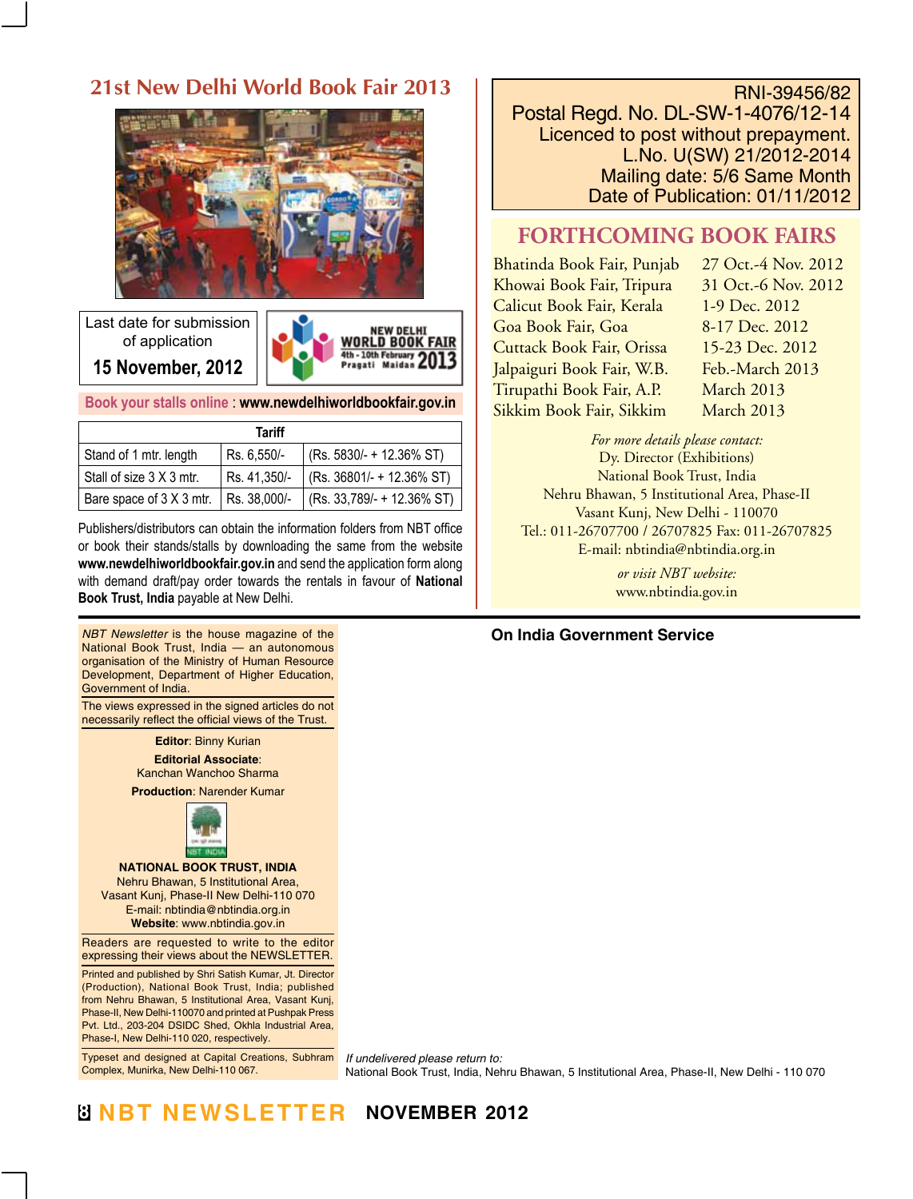## 21st New Delhi World Book Fair 2013

Last date for submission of application

**15 November, 2012**

NEW DELHI WORLD BOOK FAIR 4th - 10th February Pragati Maidan 2013

Book your stalls online : **www.newdelhiworldbookfair.gov.in**

| Tariff | | |
|---|---|---|
| Stand of 1 mtr. length | Rs. 6,550/- | (Rs. 5830/- + 12.36% ST) |
| Stall of size 3 X 3 mtr. | Rs. 41,350/- | (Rs. 36801/- + 12.36% ST) |
| Bare space of 3 X 3 mtr. | Rs. 38,000/- | (Rs. 33,789/- + 12.36% ST) |

Publishers/distributors can obtain the information folders from NBT office or book their stands/stalls by downloading the same from the website **www.newdelhiworldbookfair.gov.in** and send the application form along with demand draft/pay order towards the rentals in favour of **National Book Trust, India** payable at New Delhi.

RNI-39456/82
Postal Regd. No. DL-SW-1-4076/12-14
Licenced to post without prepayment.
L.No. U(SW) 21/2012-2014
Mailing date: 5/6 Same Month
Date of Publication: 01/11/2012

## FORTHCOMING BOOK FAIRS

| | |
|---|---|
| Bhatinda Book Fair, Punjab | 27 Oct.-4 Nov. 2012 |
| Khowai Book Fair, Tripura | 31 Oct.-6 Nov. 2012 |
| Calicut Book Fair, Kerala | 1-9 Dec. 2012 |
| Goa Book Fair, Goa | 8-17 Dec. 2012 |
| Cuttack Book Fair, Orissa | 15-23 Dec. 2012 |
| Jalpaiguri Book Fair, W.B. | Feb.-March 2013 |
| Tirupathi Book Fair, A.P. | March 2013 |
| Sikkim Book Fair, Sikkim | March 2013 |

*For more details please contact:*
Dy. Director (Exhibitions)
National Book Trust, India
Nehru Bhawan, 5 Institutional Area, Phase-II
Vasant Kunj, New Delhi - 110070
Tel.: 011-26707700 / 26707825 Fax: 011-26707825
E-mail: nbtindia@nbtindia.org.in

*or visit NBT website:*
www.nbtindia.gov.in

*NBT Newsletter* is the house magazine of the National Book Trust, India — an autonomous organisation of the Ministry of Human Resource Development, Department of Higher Education, Government of India.

The views expressed in the signed articles do not necessarily reflect the official views of the Trust.

**Editor**: Binny Kurian

**Editorial Associate**:
Kanchan Wanchoo Sharma

**Production**: Narender Kumar

**NATIONAL BOOK TRUST, INDIA**
Nehru Bhawan, 5 Institutional Area,
Vasant Kunj, Phase-II New Delhi-110 070
E-mail: nbtindia@nbtindia.org.in
**Website**: www.nbtindia.gov.in

Readers are requested to write to the editor expressing their views about the NEWSLETTER.

Printed and published by Shri Satish Kumar, Jt. Director (Production), National Book Trust, India; published from Nehru Bhawan, 5 Institutional Area, Vasant Kunj, Phase-II, New Delhi-110070 and printed at Pushpak Press Pvt. Ltd., 203-204 DSIDC Shed, Okhla Industrial Area, Phase-I, New Delhi-110 020, respectively.

Typeset and designed at Capital Creations, Subhram Complex, Munirka, New Delhi-110 067.

**On India Government Service**

*If undelivered please return to:*
National Book Trust, India, Nehru Bhawan, 5 Institutional Area, Phase-II, New Delhi - 110 070